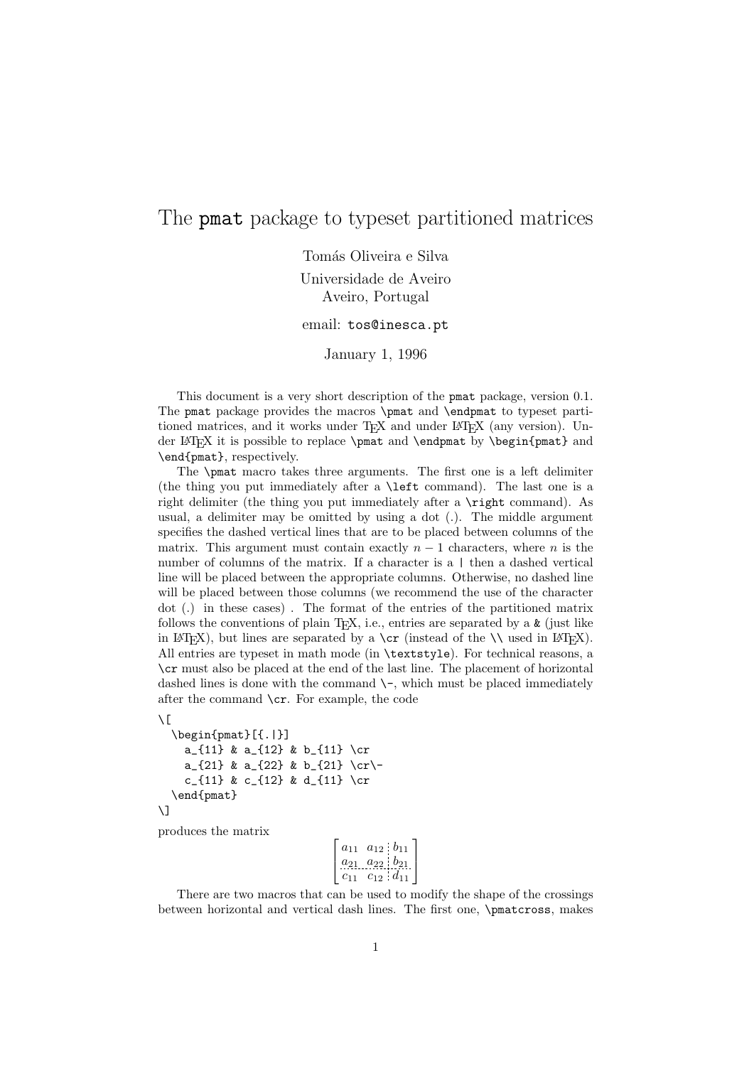# The `pmat` package to typeset partitioned matrices

Tomás Oliveira e Silva

Universidade de Aveiro
Aveiro, Portugal

email: `tos@inesca.pt`

January 1, 1996

This document is a very short description of the `pmat` package, version 0.1. The `pmat` package provides the macros `\pmat` and `\endpmat` to typeset partitioned matrices, and it works under TEX and under LATEX (any version). Under LATEX it is possible to replace `\pmat` and `\endpmat` by `\begin{pmat}` and `\end{pmat}`, respectively.

The `\pmat` macro takes three arguments. The first one is a left delimiter (the thing you put immediately after a `\left` command). The last one is a right delimiter (the thing you put immediately after a `\right` command). As usual, a delimiter may be omitted by using a dot (.). The middle argument specifies the dashed vertical lines that are to be placed between columns of the matrix. This argument must contain exactly $n-1$ characters, where $n$ is the number of columns of the matrix. If a character is a `|` then a dashed vertical line will be placed between the appropriate columns. Otherwise, no dashed line will be placed between those columns (we recommend the use of the character dot (.) in these cases) . The format of the entries of the partitioned matrix follows the conventions of plain TEX, i.e., entries are separated by a `&` (just like in LATEX), but lines are separated by a `\cr` (instead of the `\\` used in LATEX). All entries are typeset in math mode (in `\textstyle`). For technical reasons, a `\cr` must also be placed at the end of the last line. The placement of horizontal dashed lines is done with the command `\-`, which must be placed immediately after the command `\cr`. For example, the code

```
\[
  \begin{pmat}[{.|}]
    a_{11} & a_{12} & b_{11} \cr
    a_{21} & a_{22} & b_{21} \cr\-
    c_{11} & c_{12} & d_{11} \cr
  \end{pmat}
\]
```

produces the matrix

$$\left[\begin{array}{cc:c} a_{11} & a_{12} & b_{11} \\ a_{21} & a_{22} & b_{21} \\ \hdashline c_{11} & c_{12} & d_{11} \end{array}\right]$$

There are two macros that can be used to modify the shape of the crossings between horizontal and vertical dash lines. The first one, `\pmatcross`, makes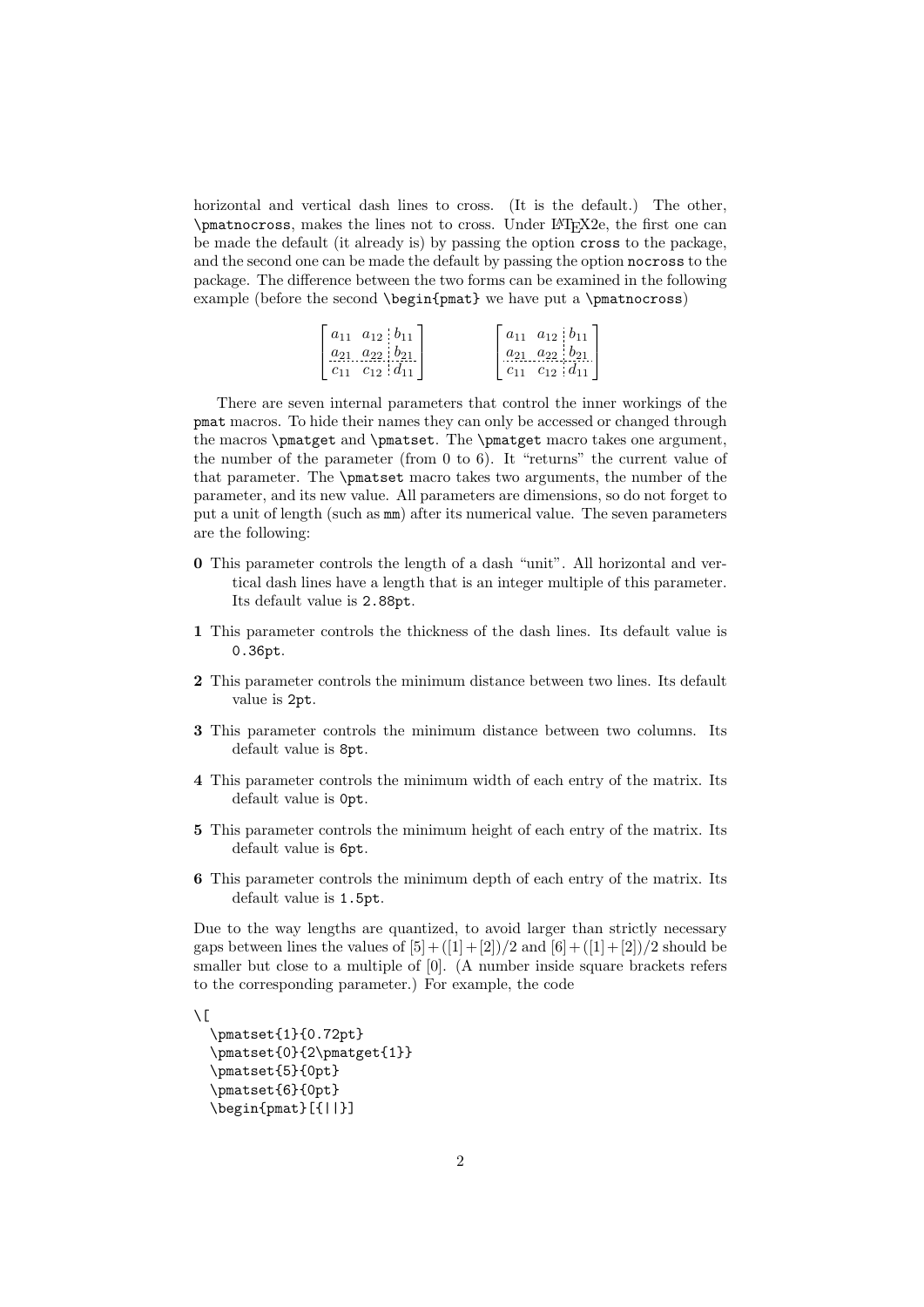horizontal and vertical dash lines to cross. (It is the default.) The other, \pmatnocross, makes the lines not to cross. Under LaTeX2e, the first one can be made the default (it already is) by passing the option cross to the package, and the second one can be made the default by passing the option nocross to the package. The difference between the two forms can be examined in the following example (before the second \begin{pmat} we have put a \pmatnocross)

$$
\left[\begin{array}{cc:c} a_{11} & a_{12} & b_{11} \\ a_{21} & a_{22} & b_{21} \\ \hdashline c_{11} & c_{12} & d_{11} \end{array}\right]
\qquad\qquad
\left[\begin{array}{cc:c} a_{11} & a_{12} & b_{11} \\ a_{21} & a_{22} & b_{21} \\ \hdashline c_{11} & c_{12} & d_{11} \end{array}\right]
$$

There are seven internal parameters that control the inner workings of the pmat macros. To hide their names they can only be accessed or changed through the macros \pmatget and \pmatset. The \pmatget macro takes one argument, the number of the parameter (from 0 to 6). It "returns" the current value of that parameter. The \pmatset macro takes two arguments, the number of the parameter, and its new value. All parameters are dimensions, so do not forget to put a unit of length (such as mm) after its numerical value. The seven parameters are the following:

**0** This parameter controls the length of a dash "unit". All horizontal and vertical dash lines have a length that is an integer multiple of this parameter. Its default value is 2.88pt.

**1** This parameter controls the thickness of the dash lines. Its default value is 0.36pt.

**2** This parameter controls the minimum distance between two lines. Its default value is 2pt.

**3** This parameter controls the minimum distance between two columns. Its default value is 8pt.

**4** This parameter controls the minimum width of each entry of the matrix. Its default value is 0pt.

**5** This parameter controls the minimum height of each entry of the matrix. Its default value is 6pt.

**6** This parameter controls the minimum depth of each entry of the matrix. Its default value is 1.5pt.

Due to the way lengths are quantized, to avoid larger than strictly necessary gaps between lines the values of $[5]+([1]+[2])/2$ and $[6]+([1]+[2])/2$ should be smaller but close to a multiple of $[0]$. (A number inside square brackets refers to the corresponding parameter.) For example, the code

```
\[
  \pmatset{1}{0.72pt}
  \pmatset{0}{2\pmatget{1}}
  \pmatset{5}{0pt}
  \pmatset{6}{0pt}
  \begin{pmat}[{||}]
```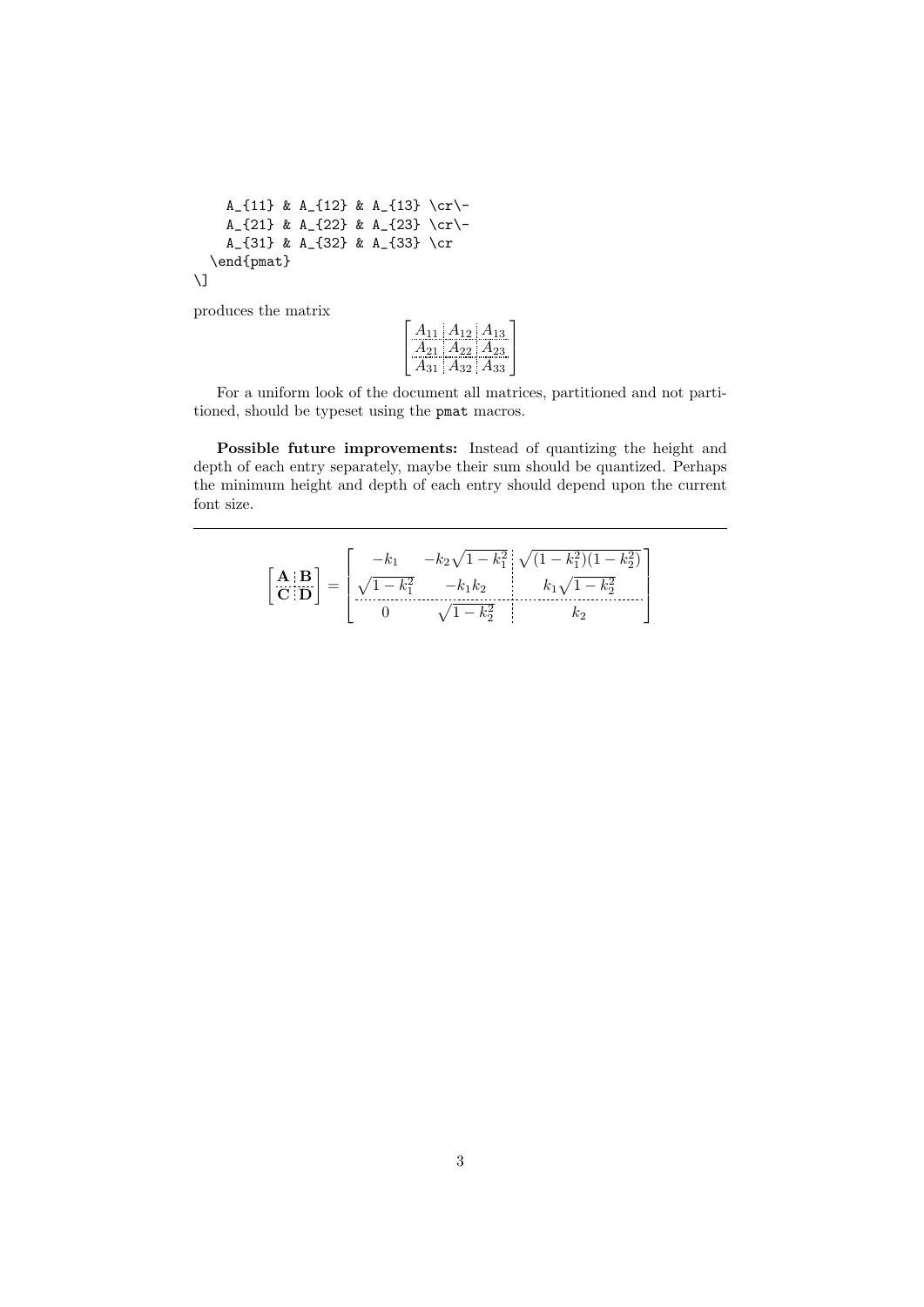```
    A_{11} & A_{12} & A_{13} \cr\-
    A_{21} & A_{22} & A_{23} \cr\-
    A_{31} & A_{32} & A_{33} \cr
  \end{pmat}
\]
```

produces the matrix

$$\left[\begin{array}{c:c:c} A_{11} & A_{12} & A_{13} \\ \hdashline A_{21} & A_{22} & A_{23} \\ \hdashline A_{31} & A_{32} & A_{33} \end{array}\right]$$

For a uniform look of the document all matrices, partitioned and not partitioned, should be typeset using the `pmat` macros.

**Possible future improvements:** Instead of quantizing the height and depth of each entry separately, maybe their sum should be quantized. Perhaps the minimum height and depth of each entry should depend upon the current font size.

---

$$\left[\begin{array}{c:c} \mathbf{A} & \mathbf{B} \\ \hdashline \mathbf{C} & \mathbf{D} \end{array}\right] = \left[\begin{array}{cc:c} -k_1 & -k_2\sqrt{1-k_1^2} & \sqrt{(1-k_1^2)(1-k_2^2)} \\ \sqrt{1-k_1^2} & -k_1 k_2 & k_1\sqrt{1-k_2^2} \\ \hdashline 0 & \sqrt{1-k_2^2} & k_2 \end{array}\right]$$